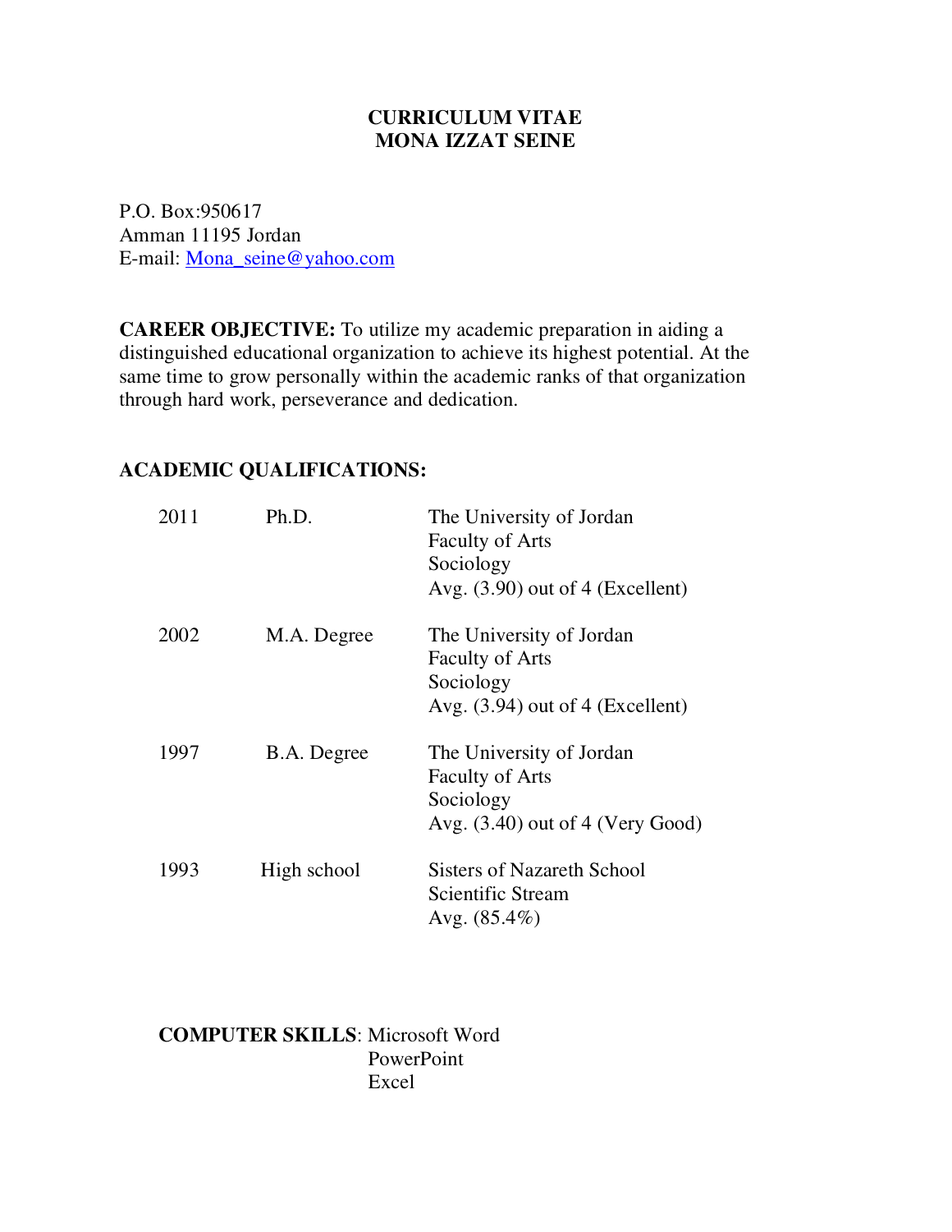# CURRICULUM VITAE
# MONA IZZAT SEINE

P.O. Box:950617
Amman 11195 Jordan
E-mail: Mona_seine@yahoo.com

**CAREER OBJECTIVE:** To utilize my academic preparation in aiding a distinguished educational organization to achieve its highest potential. At the same time to grow personally within the academic ranks of that organization through hard work, perseverance and dedication.

## ACADEMIC QUALIFICATIONS:

| | | |
|---|---|---|
| 2011 | Ph.D. | The University of Jordan<br>Faculty of Arts<br>Sociology<br>Avg. (3.90) out of 4 (Excellent) |
| 2002 | M.A. Degree | The University of Jordan<br>Faculty of Arts<br>Sociology<br>Avg. (3.94) out of 4 (Excellent) |
| 1997 | B.A. Degree | The University of Jordan<br>Faculty of Arts<br>Sociology<br>Avg. (3.40) out of 4 (Very Good) |
| 1993 | High school | Sisters of Nazareth School<br>Scientific Stream<br>Avg. (85.4%) |

**COMPUTER SKILLS**: Microsoft Word
PowerPoint
Excel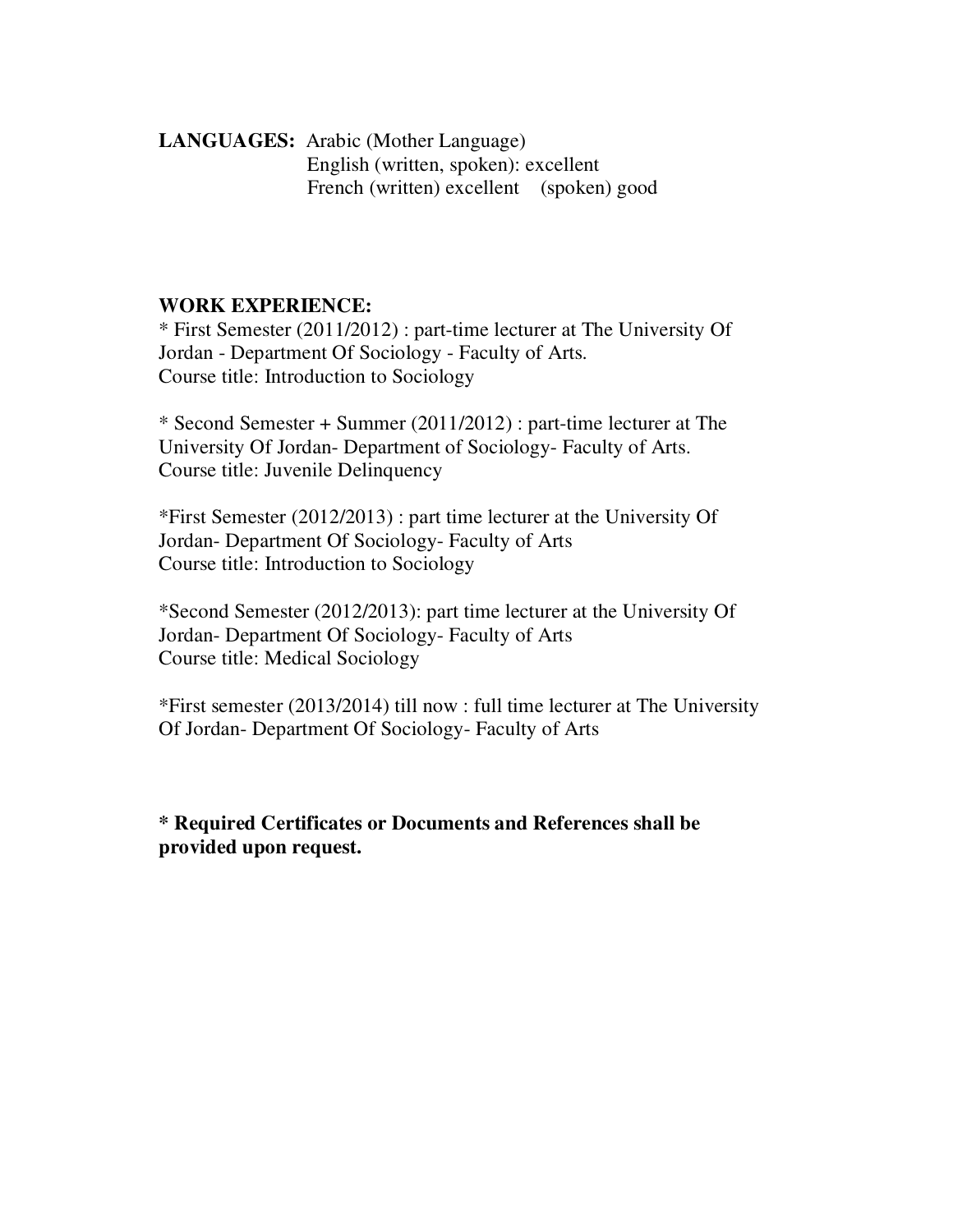**LANGUAGES:** Arabic (Mother Language)
English (written, spoken): excellent
French (written) excellent (spoken) good

**WORK EXPERIENCE:**

* First Semester (2011/2012) : part-time lecturer at The University Of Jordan - Department Of Sociology - Faculty of Arts.
Course title: Introduction to Sociology

* Second Semester + Summer (2011/2012) : part-time lecturer at The University Of Jordan- Department of Sociology- Faculty of Arts.
Course title: Juvenile Delinquency

*First Semester (2012/2013) : part time lecturer at the University Of Jordan- Department Of Sociology- Faculty of Arts
Course title: Introduction to Sociology

*Second Semester (2012/2013): part time lecturer at the University Of Jordan- Department Of Sociology- Faculty of Arts
Course title: Medical Sociology

*First semester (2013/2014) till now : full time lecturer at The University Of Jordan- Department Of Sociology- Faculty of Arts

**\* Required Certificates or Documents and References shall be provided upon request.**